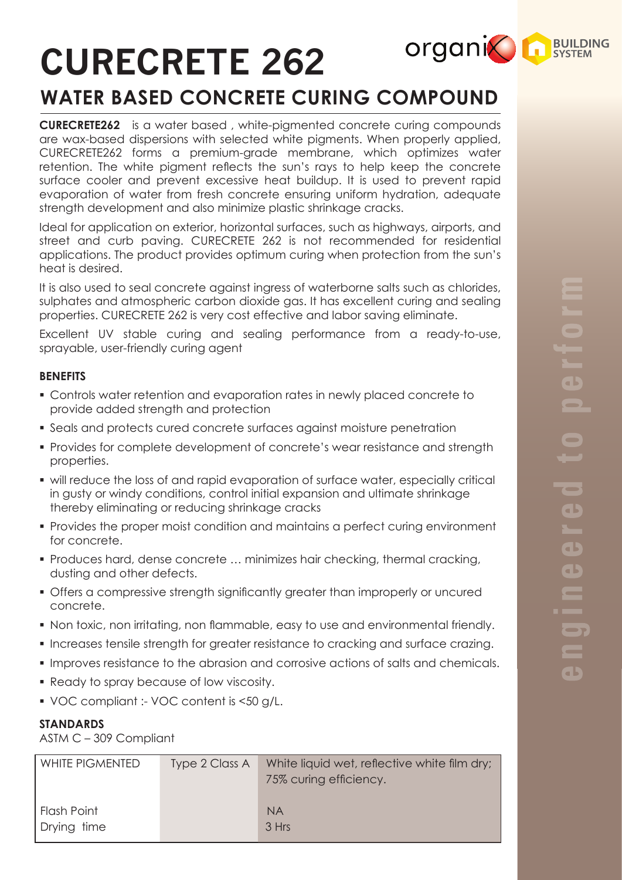# CURECRETE 262

## WATER BASED CONCRETE CURING COMPOUND

**CURECRETE262** is a water based , white-pigmented concrete curing compounds are wax-based dispersions with selected white pigments. When properly applied, CURECRETE262 forms a premium-grade membrane, which optimizes water retention. The white pigment reflects the sun's rays to help keep the concrete surface cooler and prevent excessive heat buildup. It is used to prevent rapid evaporation of water from fresh concrete ensuring uniform hydration, adequate strength development and also minimize plastic shrinkage cracks.

Ideal for application on exterior, horizontal surfaces, such as highways, airports, and street and curb paving. CURECRETE 262 is not recommended for residential applications. The product provides optimum curing when protection from the sun's heat is desired.

It is also used to seal concrete against ingress of waterborne salts such as chlorides, sulphates and atmospheric carbon dioxide gas. It has excellent curing and sealing properties. CURECRETE 262 is very cost effective and labor saving eliminate.

Excellent UV stable curing and sealing performance from a ready-to-use, sprayable, user-friendly curing agent

### BENEFITS

- Controls water retention and evaporation rates in newly placed concrete to provide added strength and protection
- Seals and protects cured concrete surfaces against moisture penetration
- Provides for complete development of concrete's wear resistance and strength properties.
- will reduce the loss of and rapid evaporation of surface water, especially critical in gusty or windy conditions, control initial expansion and ultimate shrinkage thereby eliminating or reducing shrinkage cracks
- Provides the proper moist condition and maintains a perfect curing environment for concrete.
- Produces hard, dense concrete … minimizes hair checking, thermal cracking, dusting and other defects.
- Offers a compressive strength significantly greater than improperly or uncured concrete.
- Non toxic, non irritating, non flammable, easy to use and environmental friendly.
- Increases tensile strength for greater resistance to cracking and surface crazing.
- Improves resistance to the abrasion and corrosive actions of salts and chemicals.
- Ready to spray because of low viscosity.
- VOC compliant :- VOC content is <50 g/L.

### STANDARDS

ASTM C – 309 Compliant

| WHITE PIGMENTED | Type 2 Class A | White liquid wet, reflective white film dry; 75% curing efficiency. |
|---|---|---|
| Flash Point | | NA |
| Drying time | | 3 Hrs |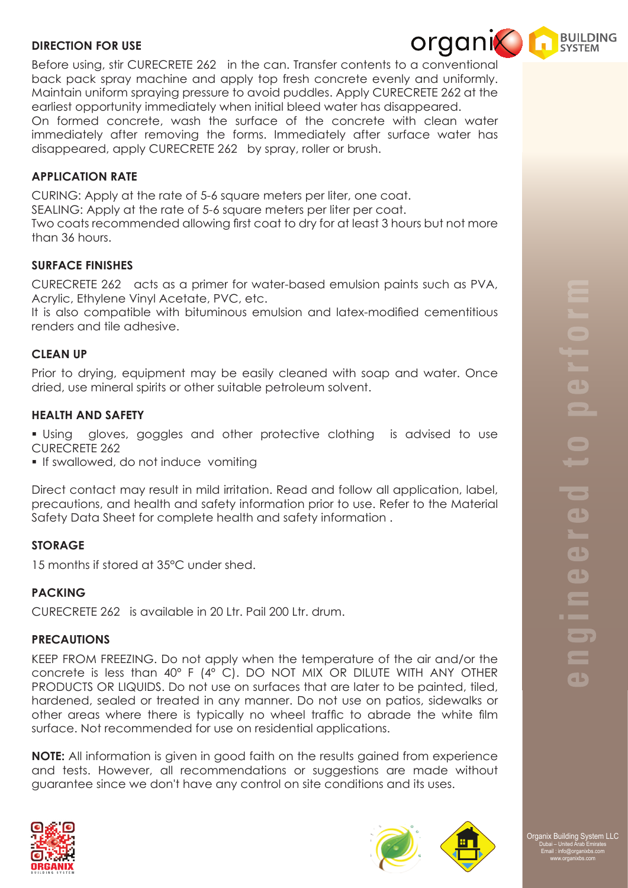## DIRECTION FOR USE

Before using, stir CURECRETE 262 in the can. Transfer contents to a conventional back pack spray machine and apply top fresh concrete evenly and uniformly. Maintain uniform spraying pressure to avoid puddles. Apply CURECRETE 262 at the earliest opportunity immediately when initial bleed water has disappeared.
On formed concrete, wash the surface of the concrete with clean water immediately after removing the forms. Immediately after surface water has disappeared, apply CURECRETE 262 by spray, roller or brush.

## APPLICATION RATE

CURING: Apply at the rate of 5-6 square meters per liter, one coat.
SEALING: Apply at the rate of 5-6 square meters per liter per coat.
Two coats recommended allowing first coat to dry for at least 3 hours but not more than 36 hours.

## SURFACE FINISHES

CURECRETE 262 acts as a primer for water-based emulsion paints such as PVA, Acrylic, Ethylene Vinyl Acetate, PVC, etc.
It is also compatible with bituminous emulsion and latex-modified cementitious renders and tile adhesive.

## CLEAN UP

Prior to drying, equipment may be easily cleaned with soap and water. Once dried, use mineral spirits or other suitable petroleum solvent.

## HEALTH AND SAFETY

- Using gloves, goggles and other protective clothing is advised to use CURECRETE 262
- If swallowed, do not induce vomiting

Direct contact may result in mild irritation. Read and follow all application, label, precautions, and health and safety information prior to use. Refer to the Material Safety Data Sheet for complete health and safety information .

## STORAGE

15 months if stored at 35°C under shed.

## PACKING

CURECRETE 262 is available in 20 Ltr. Pail 200 Ltr. drum.

## PRECAUTIONS

KEEP FROM FREEZING. Do not apply when the temperature of the air and/or the concrete is less than 40° F (4° C). DO NOT MIX OR DILUTE WITH ANY OTHER PRODUCTS OR LIQUIDS. Do not use on surfaces that are later to be painted, tiled, hardened, sealed or treated in any manner. Do not use on patios, sidewalks or other areas where there is typically no wheel traffic to abrade the white film surface. Not recommended for use on residential applications.

**NOTE:** All information is given in good faith on the results gained from experience and tests. However, all recommendations or suggestions are made without guarantee since we don't have any control on site conditions and its uses.

engineered to perform

Organix Building System LLC
Dubai – United Arab Emirates
Email : info@organixbs.com
www.organixbs.com